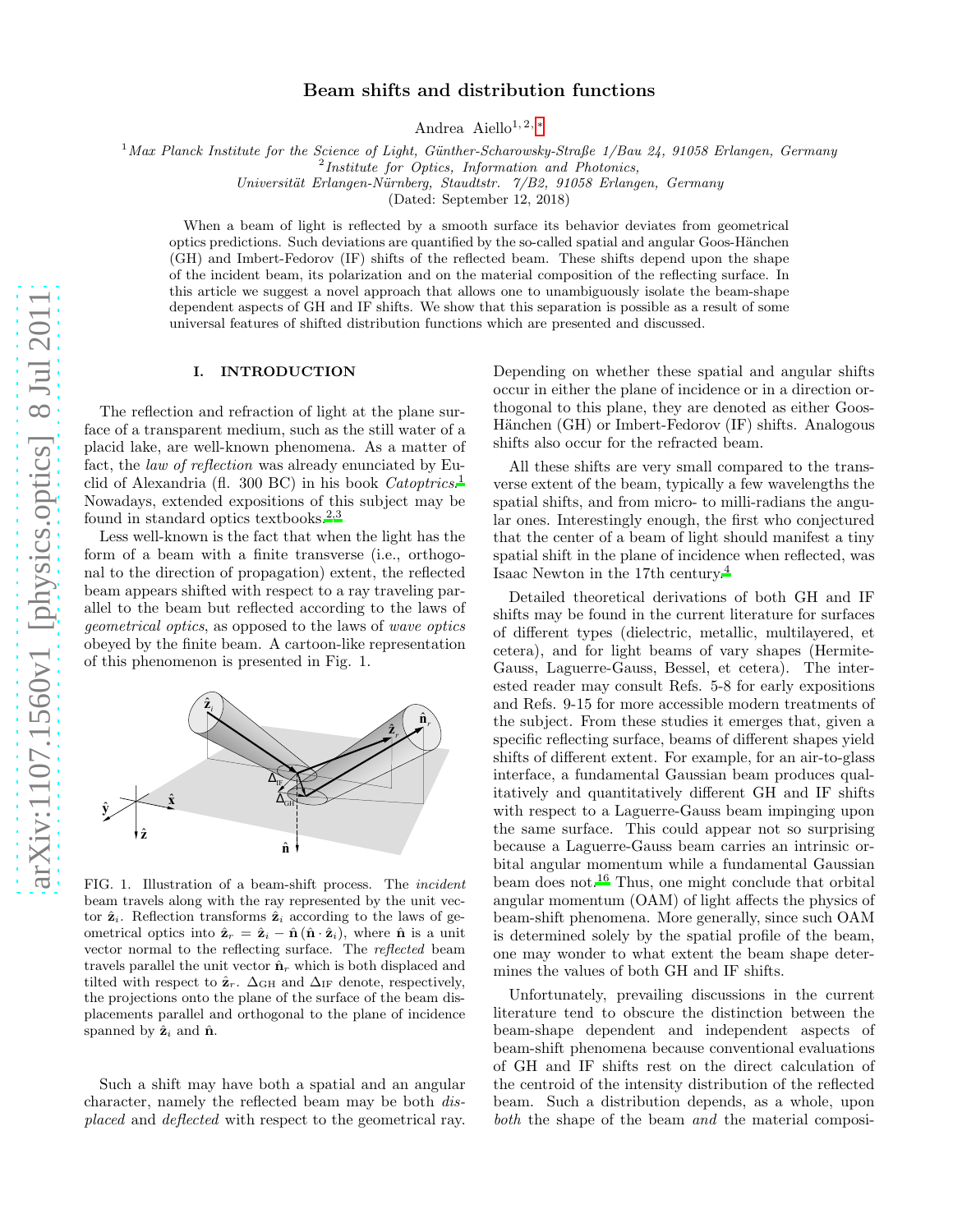# Beam shifts and distribution functions

Andrea Aiello[1,2,*]

[1] *Max Planck Institute for the Science of Light, Günther-Scharowsky-Straße 1/Bau 24, 91058 Erlangen, Germany*
[2] *Institute for Optics, Information and Photonics, Universität Erlangen-Nürnberg, Staudtstr. 7/B2, 91058 Erlangen, Germany*
(Dated: September 12, 2018)

When a beam of light is reflected by a smooth surface its behavior deviates from geometrical optics predictions. Such deviations are quantified by the so-called spatial and angular Goos-Hänchen (GH) and Imbert-Fedorov (IF) shifts of the reflected beam. These shifts depend upon the shape of the incident beam, its polarization and on the material composition of the reflecting surface. In this article we suggest a novel approach that allows one to unambiguously isolate the beam-shape dependent aspects of GH and IF shifts. We show that this separation is possible as a result of some universal features of shifted distribution functions which are presented and discussed.

## I. INTRODUCTION

The reflection and refraction of light at the plane surface of a transparent medium, such as the still water of a placid lake, are well-known phenomena. As a matter of fact, the *law of reflection* was already enunciated by Euclid of Alexandria (fl. 300 BC) in his book *Catoptrics*.[1] Nowadays, extended expositions of this subject may be found in standard optics textbooks.[2,3]

Less well-known is the fact that when the light has the form of a beam with a finite transverse (i.e., orthogonal to the direction of propagation) extent, the reflected beam appears shifted with respect to a ray traveling parallel to the beam but reflected according to the laws of *geometrical optics*, as opposed to the laws of *wave optics* obeyed by the finite beam. A cartoon-like representation of this phenomenon is presented in Fig. 1.

FIG. 1. Illustration of a beam-shift process. The *incident* beam travels along with the ray represented by the unit vector $\hat{\mathbf{z}}_i$. Reflection transforms $\hat{\mathbf{z}}_i$ according to the laws of geometrical optics into $\hat{\mathbf{z}}_r = \hat{\mathbf{z}}_i - \hat{\mathbf{n}}\,(\hat{\mathbf{n}} \cdot \hat{\mathbf{z}}_i)$, where $\hat{\mathbf{n}}$ is a unit vector normal to the reflecting surface. The *reflected* beam travels parallel the unit vector $\hat{\mathbf{n}}_r$ which is both displaced and tilted with respect to $\hat{\mathbf{z}}_r$. $\Delta_{\mathrm{GH}}$ and $\Delta_{\mathrm{IF}}$ denote, respectively, the projections onto the plane of the surface of the beam displacements parallel and orthogonal to the plane of incidence spanned by $\hat{\mathbf{z}}_i$ and $\hat{\mathbf{n}}$.

Such a shift may have both a spatial and an angular character, namely the reflected beam may be both *displaced* and *deflected* with respect to the geometrical ray. Depending on whether these spatial and angular shifts occur in either the plane of incidence or in a direction orthogonal to this plane, they are denoted as either Goos-Hänchen (GH) or Imbert-Fedorov (IF) shifts. Analogous shifts also occur for the refracted beam.

All these shifts are very small compared to the transverse extent of the beam, typically a few wavelengths the spatial shifts, and from micro- to milli-radians the angular ones. Interestingly enough, the first who conjectured that the center of a beam of light should manifest a tiny spatial shift in the plane of incidence when reflected, was Isaac Newton in the 17th century.[4]

Detailed theoretical derivations of both GH and IF shifts may be found in the current literature for surfaces of different types (dielectric, metallic, multilayered, et cetera), and for light beams of vary shapes (Hermite-Gauss, Laguerre-Gauss, Bessel, et cetera). The interested reader may consult Refs. 5-8 for early expositions and Refs. 9-15 for more accessible modern treatments of the subject. From these studies it emerges that, given a specific reflecting surface, beams of different shapes yield shifts of different extent. For example, for an air-to-glass interface, a fundamental Gaussian beam produces qualitatively and quantitatively different GH and IF shifts with respect to a Laguerre-Gauss beam impinging upon the same surface. This could appear not so surprising because a Laguerre-Gauss beam carries an intrinsic orbital angular momentum while a fundamental Gaussian beam does not.[16] Thus, one might conclude that orbital angular momentum (OAM) of light affects the physics of beam-shift phenomena. More generally, since such OAM is determined solely by the spatial profile of the beam, one may wonder to what extent the beam shape determines the values of both GH and IF shifts.

Unfortunately, prevailing discussions in the current literature tend to obscure the distinction between the beam-shape dependent and independent aspects of beam-shift phenomena because conventional evaluations of GH and IF shifts rest on the direct calculation of the centroid of the intensity distribution of the reflected beam. Such a distribution depends, as a whole, upon *both* the shape of the beam *and* the material composi-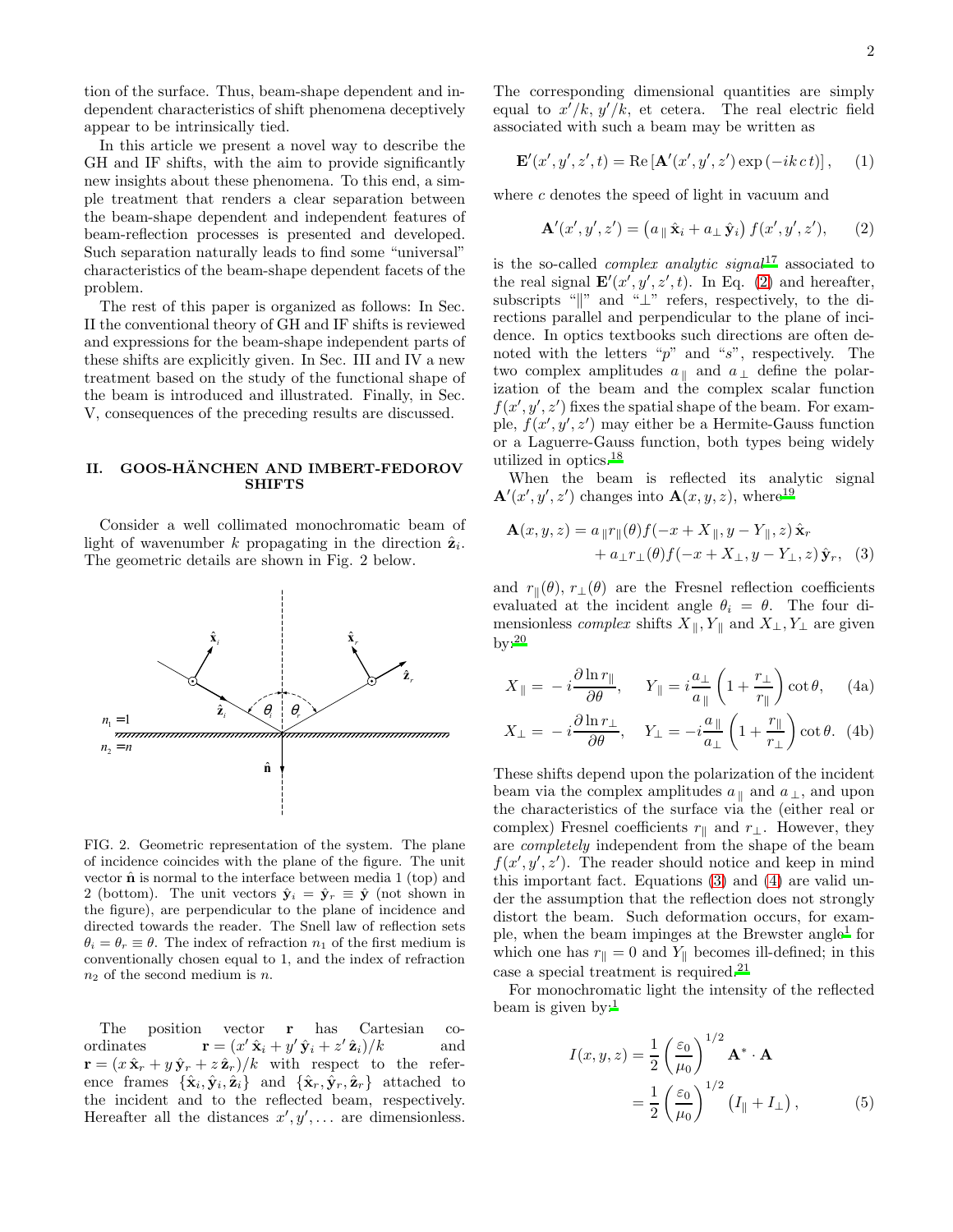tion of the surface. Thus, beam-shape dependent and independent characteristics of shift phenomena deceptively appear to be intrinsically tied.

In this article we present a novel way to describe the GH and IF shifts, with the aim to provide significantly new insights about these phenomena. To this end, a simple treatment that renders a clear separation between the beam-shape dependent and independent features of beam-reflection processes is presented and developed. Such separation naturally leads to find some "universal" characteristics of the beam-shape dependent facets of the problem.

The rest of this paper is organized as follows: In Sec. II the conventional theory of GH and IF shifts is reviewed and expressions for the beam-shape independent parts of these shifts are explicitly given. In Sec. III and IV a new treatment based on the study of the functional shape of the beam is introduced and illustrated. Finally, in Sec. V, consequences of the preceding results are discussed.

## II. GOOS-HÄNCHEN AND IMBERT-FEDOROV SHIFTS

Consider a well collimated monochromatic beam of light of wavenumber $k$ propagating in the direction $\hat{\mathbf{z}}_i$. The geometric details are shown in Fig. 2 below.

FIG. 2. Geometric representation of the system. The plane of incidence coincides with the plane of the figure. The unit vector $\hat{\mathbf{n}}$ is normal to the interface between media 1 (top) and 2 (bottom). The unit vectors $\hat{\mathbf{y}}_i = \hat{\mathbf{y}}_r \equiv \hat{\mathbf{y}}$ (not shown in the figure), are perpendicular to the plane of incidence and directed towards the reader. The Snell law of reflection sets $\theta_i = \theta_r \equiv \theta$. The index of refraction $n_1$ of the first medium is conventionally chosen equal to 1, and the index of refraction $n_2$ of the second medium is $n$.

The position vector $\mathbf{r}$ has Cartesian coordinates $\mathbf{r} = (x'\,\hat{\mathbf{x}}_i + y'\,\hat{\mathbf{y}}_i + z'\,\hat{\mathbf{z}}_i)/k$ and $\mathbf{r} = (x\,\hat{\mathbf{x}}_r + y\,\hat{\mathbf{y}}_r + z\,\hat{\mathbf{z}}_r)/k$ with respect to the reference frames $\{\hat{\mathbf{x}}_i, \hat{\mathbf{y}}_i, \hat{\mathbf{z}}_i\}$ and $\{\hat{\mathbf{x}}_r, \hat{\mathbf{y}}_r, \hat{\mathbf{z}}_r\}$ attached to the incident and to the reflected beam, respectively. Hereafter all the distances $x', y', \ldots$ are dimensionless. The corresponding dimensional quantities are simply equal to $x'/k$, $y'/k$, et cetera. The real electric field associated with such a beam may be written as

$$\mathbf{E}'(x', y', z', t) = \mathrm{Re}\left[\mathbf{A}'(x', y', z')\exp\left(-ik\,c\,t\right)\right], \quad (1)$$

where $c$ denotes the speed of light in vacuum and

$$\mathbf{A}'(x', y', z') = \left(a_{\parallel}\,\hat{\mathbf{x}}_i + a_{\perp}\,\hat{\mathbf{y}}_i\right) f(x', y', z'), \quad (2)$$

is the so-called *complex analytic signal*[17] associated to the real signal $\mathbf{E}'(x', y', z', t)$. In Eq. (2) and hereafter, subscripts "$\parallel$" and "$\perp$" refers, respectively, to the directions parallel and perpendicular to the plane of incidence. In optics textbooks such directions are often denoted with the letters "$p$" and "$s$", respectively. The two complex amplitudes $a_{\parallel}$ and $a_{\perp}$ define the polarization of the beam and the complex scalar function $f(x', y', z')$ fixes the spatial shape of the beam. For example, $f(x', y', z')$ may either be a Hermite-Gauss function or a Laguerre-Gauss function, both types being widely utilized in optics.[18]

When the beam is reflected its analytic signal $\mathbf{A}'(x', y', z')$ changes into $\mathbf{A}(x, y, z)$, where[19]

$$\begin{aligned}\mathbf{A}(x, y, z) = {} & a_{\parallel} r_{\parallel}(\theta) f(-x + X_{\parallel}, y - Y_{\parallel}, z)\,\hat{\mathbf{x}}_r \\ & + a_{\perp} r_{\perp}(\theta) f(-x + X_{\perp}, y - Y_{\perp}, z)\,\hat{\mathbf{y}}_r, \quad (3)\end{aligned}$$

and $r_{\parallel}(\theta)$, $r_{\perp}(\theta)$ are the Fresnel reflection coefficients evaluated at the incident angle $\theta_i = \theta$. The four dimensionless *complex* shifts $X_{\parallel}, Y_{\parallel}$ and $X_{\perp}, Y_{\perp}$ are given by:[20]

$$X_{\parallel} = -i\frac{\partial \ln r_{\parallel}}{\partial \theta}, \qquad Y_{\parallel} = i\frac{a_{\perp}}{a_{\parallel}}\left(1 + \frac{r_{\perp}}{r_{\parallel}}\right)\cot\theta, \quad (4a)$$

$$X_{\perp} = -i\frac{\partial \ln r_{\perp}}{\partial \theta}, \qquad Y_{\perp} = -i\frac{a_{\parallel}}{a_{\perp}}\left(1 + \frac{r_{\parallel}}{r_{\perp}}\right)\cot\theta. \quad (4b)$$

These shifts depend upon the polarization of the incident beam via the complex amplitudes $a_{\parallel}$ and $a_{\perp}$, and upon the characteristics of the surface via the (either real or complex) Fresnel coefficients $r_{\parallel}$ and $r_{\perp}$. However, they are *completely* independent from the shape of the beam $f(x', y', z')$. The reader should notice and keep in mind this important fact. Equations (3) and (4) are valid under the assumption that the reflection does not strongly distort the beam. Such deformation occurs, for example, when the beam impinges at the Brewster angle[1] for which one has $r_{\parallel} = 0$ and $Y_{\parallel}$ becomes ill-defined; in this case a special treatment is required.[21]

For monochromatic light the intensity of the reflected beam is given by:[1]

$$\begin{aligned}I(x, y, z) &= \frac{1}{2}\left(\frac{\varepsilon_0}{\mu_0}\right)^{1/2}\mathbf{A}^*\cdot\mathbf{A} \\ &= \frac{1}{2}\left(\frac{\varepsilon_0}{\mu_0}\right)^{1/2}\left(I_{\parallel} + I_{\perp}\right), \quad (5)\end{aligned}$$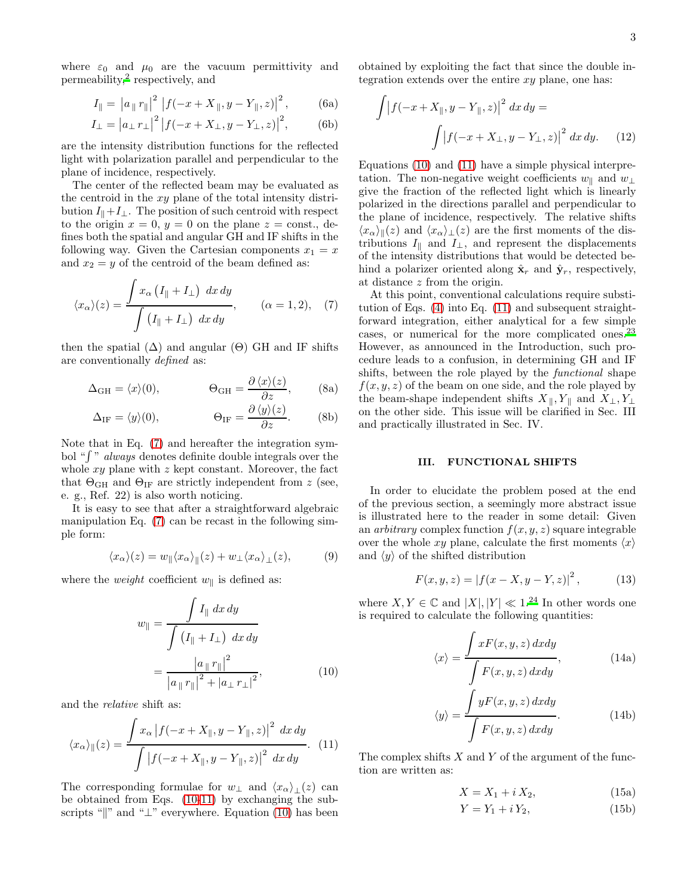where $\varepsilon_0$ and $\mu_0$ are the vacuum permittivity and permeability,[2] respectively, and

$$I_\parallel = \left|a_\parallel r_\parallel\right|^2 \left|f(-x + X_\parallel, y - Y_\parallel, z)\right|^2, \tag{6a}$$

$$I_\perp = \left|a_\perp r_\perp\right|^2 \left|f(-x + X_\perp, y - Y_\perp, z)\right|^2, \tag{6b}$$

are the intensity distribution functions for the reflected light with polarization parallel and perpendicular to the plane of incidence, respectively.

The center of the reflected beam may be evaluated as the centroid in the $xy$ plane of the total intensity distribution $I_\parallel + I_\perp$. The position of such centroid with respect to the origin $x = 0$, $y = 0$ on the plane $z =$ const., defines both the spatial and angular GH and IF shifts in the following way. Given the Cartesian components $x_1 = x$ and $x_2 = y$ of the centroid of the beam defined as:

$$\langle x_\alpha \rangle(z) = \frac{\displaystyle\int x_\alpha \left(I_\parallel + I_\perp\right)\, dx\, dy}{\displaystyle\int \left(I_\parallel + I_\perp\right)\, dx\, dy}, \qquad (\alpha = 1, 2), \tag{7}$$

then the spatial ($\Delta$) and angular ($\Theta$) GH and IF shifts are conventionally *defined* as:

$$\Delta_{\mathrm{GH}} = \langle x \rangle(0), \qquad \Theta_{\mathrm{GH}} = \frac{\partial \langle x \rangle(z)}{\partial z}, \tag{8a}$$

$$\Delta_{\mathrm{IF}} = \langle y \rangle(0), \qquad \Theta_{\mathrm{IF}} = \frac{\partial \langle y \rangle(z)}{\partial z}. \tag{8b}$$

Note that in Eq. (7) and hereafter the integration symbol "$\int$" *always* denotes definite double integrals over the whole $xy$ plane with $z$ kept constant. Moreover, the fact that $\Theta_{\mathrm{GH}}$ and $\Theta_{\mathrm{IF}}$ are strictly independent from $z$ (see, e. g., Ref. 22) is also worth noticing.

It is easy to see that after a straightforward algebraic manipulation Eq. (7) can be recast in the following simple form:

$$\langle x_\alpha \rangle(z) = w_\parallel \langle x_\alpha \rangle_\parallel(z) + w_\perp \langle x_\alpha \rangle_\perp(z), \tag{9}$$

where the *weight* coefficient $w_\parallel$ is defined as:

$$w_\parallel = \frac{\displaystyle\int I_\parallel \, dx\, dy}{\displaystyle\int \left(I_\parallel + I_\perp\right)\, dx\, dy} = \frac{\left|a_\parallel r_\parallel\right|^2}{\left|a_\parallel r_\parallel\right|^2 + \left|a_\perp r_\perp\right|^2}, \tag{10}$$

and the *relative* shift as:

$$\langle x_\alpha \rangle_\parallel(z) = \frac{\displaystyle\int x_\alpha \left|f(-x + X_\parallel, y - Y_\parallel, z)\right|^2\, dx\, dy}{\displaystyle\int \left|f(-x + X_\parallel, y - Y_\parallel, z)\right|^2\, dx\, dy}. \tag{11}$$

The corresponding formulae for $w_\perp$ and $\langle x_\alpha \rangle_\perp(z)$ can be obtained from Eqs. (10-11) by exchanging the subscripts "$\parallel$" and "$\perp$" everywhere. Equation (10) has been obtained by exploiting the fact that since the double integration extends over the entire $xy$ plane, one has:

$$\int \left|f(-x + X_\parallel, y - Y_\parallel, z)\right|^2\, dx\, dy = \int \left|f(-x + X_\perp, y - Y_\perp, z)\right|^2\, dx\, dy. \tag{12}$$

Equations (10) and (11) have a simple physical interpretation. The non-negative weight coefficients $w_\parallel$ and $w_\perp$ give the fraction of the reflected light which is linearly polarized in the directions parallel and perpendicular to the plane of incidence, respectively. The relative shifts $\langle x_\alpha \rangle_\parallel(z)$ and $\langle x_\alpha \rangle_\perp(z)$ are the first moments of the distributions $I_\parallel$ and $I_\perp$, and represent the displacements of the intensity distributions that would be detected behind a polarizer oriented along $\hat{\mathbf{x}}_r$ and $\hat{\mathbf{y}}_r$, respectively, at distance $z$ from the origin.

At this point, conventional calculations require substitution of Eqs. (4) into Eq. (11) and subsequent straightforward integration, either analytical for a few simple cases, or numerical for the more complicated ones.[23] However, as announced in the Introduction, such procedure leads to a confusion, in determining GH and IF shifts, between the role played by the *functional* shape $f(x, y, z)$ of the beam on one side, and the role played by the beam-shape independent shifts $X_\parallel, Y_\parallel$ and $X_\perp, Y_\perp$ on the other side. This issue will be clarified in Sec. III and practically illustrated in Sec. IV.

## III. FUNCTIONAL SHIFTS

In order to elucidate the problem posed at the end of the previous section, a seemingly more abstract issue is illustrated here to the reader in some detail: Given an *arbitrary* complex function $f(x, y, z)$ square integrable over the whole $xy$ plane, calculate the first moments $\langle x \rangle$ and $\langle y \rangle$ of the shifted distribution

$$F(x, y, z) = \left|f(x - X, y - Y, z)\right|^2, \tag{13}$$

where $X, Y \in \mathbb{C}$ and $|X|, |Y| \ll 1$.[24] In other words one is required to calculate the following quantities:

$$\langle x \rangle = \frac{\displaystyle\int x F(x, y, z)\, dxdy}{\displaystyle\int F(x, y, z)\, dxdy}, \tag{14a}$$

$$\langle y \rangle = \frac{\displaystyle\int y F(x, y, z)\, dxdy}{\displaystyle\int F(x, y, z)\, dxdy}. \tag{14b}$$

The complex shifts $X$ and $Y$ of the argument of the function are written as:

$$X = X_1 + i\, X_2, \tag{15a}$$

$$Y = Y_1 + i\, Y_2, \tag{15b}$$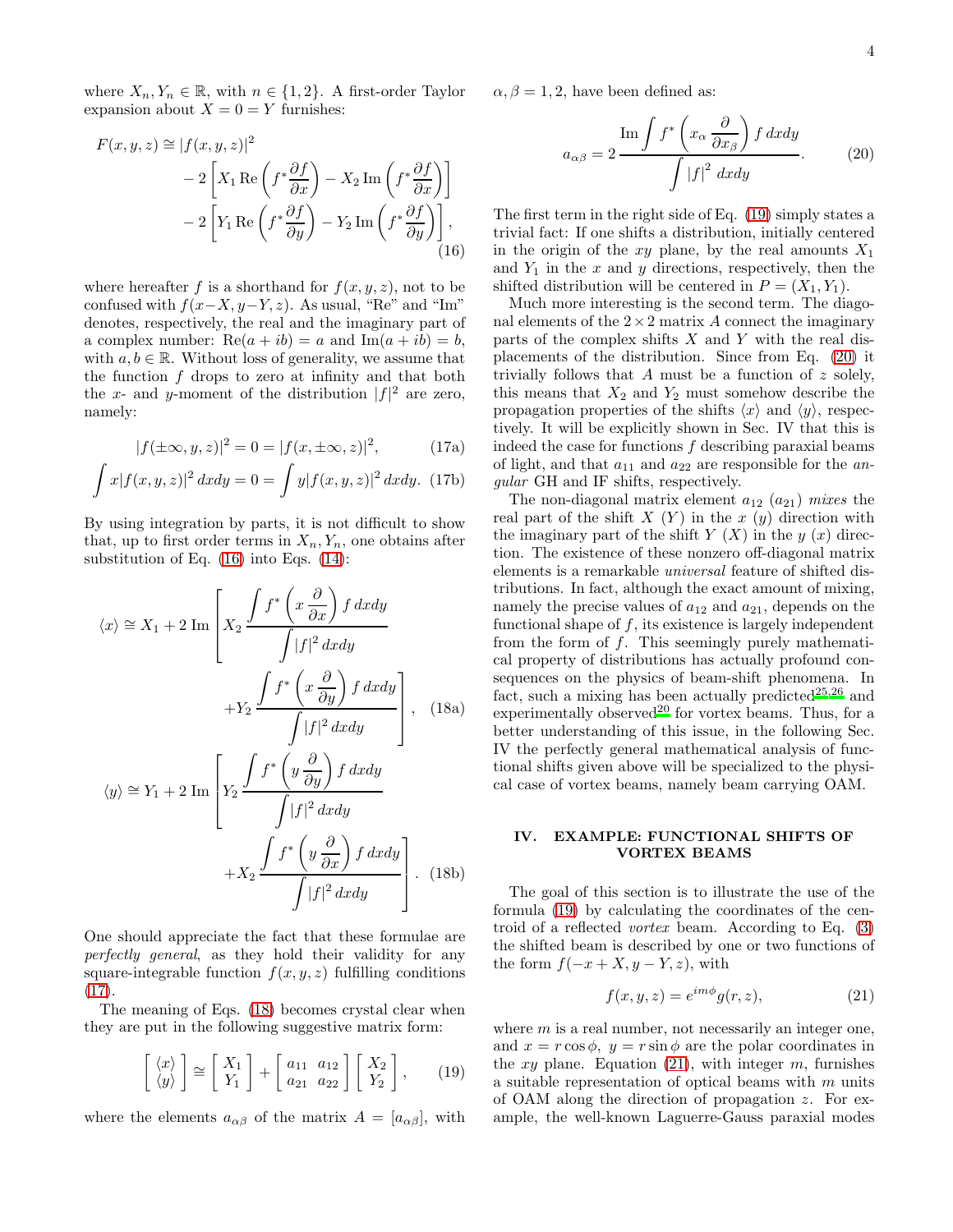where $X_n, Y_n \in \mathbb{R}$, with $n \in \{1, 2\}$. A first-order Taylor expansion about $X = 0 = Y$ furnishes:

$$
\begin{aligned}
F(x, y, z) \cong & \, |f(x, y, z)|^2 \\
& - 2\left[X_1 \,\mathrm{Re}\left(f^* \frac{\partial f}{\partial x}\right) - X_2 \,\mathrm{Im}\left(f^* \frac{\partial f}{\partial x}\right)\right] \\
& - 2\left[Y_1 \,\mathrm{Re}\left(f^* \frac{\partial f}{\partial y}\right) - Y_2 \,\mathrm{Im}\left(f^* \frac{\partial f}{\partial y}\right)\right],
\end{aligned}
\tag{16}
$$

where hereafter $f$ is a shorthand for $f(x, y, z)$, not to be confused with $f(x-X, y-Y, z)$. As usual, "Re" and "Im" denotes, respectively, the real and the imaginary part of a complex number: $\mathrm{Re}(a + ib) = a$ and $\mathrm{Im}(a + ib) = b$, with $a, b \in \mathbb{R}$. Without loss of generality, we assume that the function $f$ drops to zero at infinity and that both the $x$- and $y$-moment of the distribution $|f|^2$ are zero, namely:

$$
|f(\pm\infty, y, z)|^2 = 0 = |f(x, \pm\infty, z)|^2, \tag{17a}
$$

$$
\int x|f(x, y, z)|^2 \, dxdy = 0 = \int y|f(x, y, z)|^2 \, dxdy. \tag{17b}
$$

By using integration by parts, it is not difficult to show that, up to first order terms in $X_n, Y_n$, one obtains after substitution of Eq. (16) into Eqs. (14):

$$
\langle x \rangle \cong X_1 + 2\,\mathrm{Im}\left[X_2 \frac{\displaystyle\int f^* \left(x \frac{\partial}{\partial x}\right) f \, dxdy}{\displaystyle\int |f|^2 \, dxdy} + Y_2 \frac{\displaystyle\int f^* \left(x \frac{\partial}{\partial y}\right) f \, dxdy}{\displaystyle\int |f|^2 \, dxdy}\right], \tag{18a}
$$

$$
\langle y \rangle \cong Y_1 + 2\,\mathrm{Im}\left[Y_2 \frac{\displaystyle\int f^* \left(y \frac{\partial}{\partial y}\right) f \, dxdy}{\displaystyle\int |f|^2 \, dxdy} + X_2 \frac{\displaystyle\int f^* \left(y \frac{\partial}{\partial x}\right) f \, dxdy}{\displaystyle\int |f|^2 \, dxdy}\right]. \tag{18b}
$$

One should appreciate the fact that these formulae are *perfectly general*, as they hold their validity for any square-integrable function $f(x, y, z)$ fulfilling conditions (17).

The meaning of Eqs. (18) becomes crystal clear when they are put in the following suggestive matrix form:

$$
\begin{bmatrix} \langle x \rangle \\ \langle y \rangle \end{bmatrix} \cong \begin{bmatrix} X_1 \\ Y_1 \end{bmatrix} + \begin{bmatrix} a_{11} & a_{12} \\ a_{21} & a_{22} \end{bmatrix} \begin{bmatrix} X_2 \\ Y_2 \end{bmatrix}, \tag{19}
$$

where the elements $a_{\alpha\beta}$ of the matrix $A = [a_{\alpha\beta}]$, with $\alpha, \beta = 1, 2$, have been defined as:

$$
a_{\alpha\beta} = 2\, \frac{\mathrm{Im} \displaystyle\int f^* \left(x_\alpha \frac{\partial}{\partial x_\beta}\right) f \, dxdy}{\displaystyle\int |f|^2 \, dxdy}. \tag{20}
$$

The first term in the right side of Eq. (19) simply states a trivial fact: If one shifts a distribution, initially centered in the origin of the $xy$ plane, by the real amounts $X_1$ and $Y_1$ in the $x$ and $y$ directions, respectively, then the shifted distribution will be centered in $P = (X_1, Y_1)$.

Much more interesting is the second term. The diagonal elements of the $2 \times 2$ matrix $A$ connect the imaginary parts of the complex shifts $X$ and $Y$ with the real displacements of the distribution. Since from Eq. (20) it trivially follows that $A$ must be a function of $z$ solely, this means that $X_2$ and $Y_2$ must somehow describe the propagation properties of the shifts $\langle x \rangle$ and $\langle y \rangle$, respectively. It will be explicitly shown in Sec. IV that this is indeed the case for functions $f$ describing paraxial beams of light, and that $a_{11}$ and $a_{22}$ are responsible for the *angular* GH and IF shifts, respectively.

The non-diagonal matrix element $a_{12}$ ($a_{21}$) *mixes* the real part of the shift $X$ ($Y$) in the $x$ ($y$) direction with the imaginary part of the shift $Y$ ($X$) in the $y$ ($x$) direction. The existence of these nonzero off-diagonal matrix elements is a remarkable *universal* feature of shifted distributions. In fact, although the exact amount of mixing, namely the precise values of $a_{12}$ and $a_{21}$, depends on the functional shape of $f$, its existence is largely independent from the form of $f$. This seemingly purely mathematical property of distributions has actually profound consequences on the physics of beam-shift phenomena. In fact, such a mixing has been actually predicted[25,26] and experimentally observed[20] for vortex beams. Thus, for a better understanding of this issue, in the following Sec. IV the perfectly general mathematical analysis of functional shifts given above will be specialized to the physical case of vortex beams, namely beam carrying OAM.

## IV. EXAMPLE: FUNCTIONAL SHIFTS OF VORTEX BEAMS

The goal of this section is to illustrate the use of the formula (19) by calculating the coordinates of the centroid of a reflected *vortex* beam. According to Eq. (3) the shifted beam is described by one or two functions of the form $f(-x + X, y - Y, z)$, with

$$
f(x, y, z) = e^{im\phi} g(r, z), \tag{21}
$$

where $m$ is a real number, not necessarily an integer one, and $x = r\cos\phi$, $y = r\sin\phi$ are the polar coordinates in the $xy$ plane. Equation (21), with integer $m$, furnishes a suitable representation of optical beams with $m$ units of OAM along the direction of propagation $z$. For example, the well-known Laguerre-Gauss paraxial modes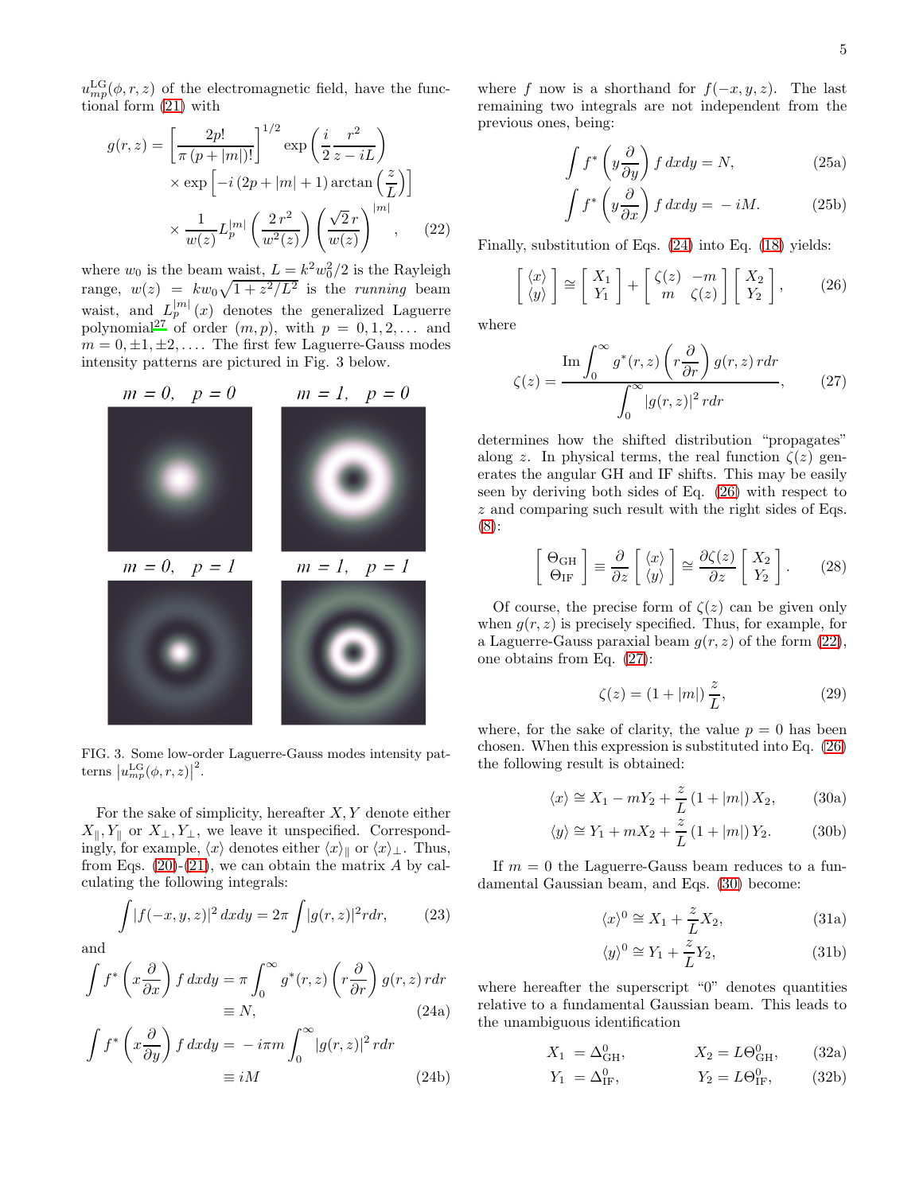$u_{mp}^{\mathrm{LG}}(\phi, r, z)$ of the electromagnetic field, have the functional form (21) with

$$g(r,z) = \left[\frac{2p!}{\pi\,(p+|m|)!}\right]^{1/2} \exp\left(\frac{i}{2}\frac{r^2}{z-iL}\right) \times \exp\left[-i\,(2p+|m|+1)\arctan\left(\frac{z}{L}\right)\right] \times \frac{1}{w(z)} L_p^{|m|}\left(\frac{2\,r^2}{w^2(z)}\right)\left(\frac{\sqrt{2}\,r}{w(z)}\right)^{|m|}, \tag{22}$$

where $w_0$ is the beam waist, $L = k^2 w_0^2/2$ is the Rayleigh range, $w(z) = k w_0 \sqrt{1 + z^2/L^2}$ is the *running* beam waist, and $L_p^{|m|}(x)$ denotes the generalized Laguerre polynomial[27] of order $(m,p)$, with $p = 0,1,2,\ldots$ and $m = 0, \pm 1, \pm 2, \ldots$. The first few Laguerre-Gauss modes intensity patterns are pictured in Fig. 3 below.

FIG. 3. Some low-order Laguerre-Gauss modes intensity patterns $\left|u_{mp}^{\mathrm{LG}}(\phi, r, z)\right|^2$.

For the sake of simplicity, hereafter $X, Y$ denote either $X_\parallel, Y_\parallel$ or $X_\perp, Y_\perp$, we leave it unspecified. Correspondingly, for example, $\langle x \rangle$ denotes either $\langle x \rangle_\parallel$ or $\langle x \rangle_\perp$. Thus, from Eqs. (20)-(21), we can obtain the matrix $A$ by calculating the following integrals:

$$\int |f(-x,y,z)|^2\, dx dy = 2\pi \int |g(r,z)|^2 r dr, \tag{23}$$

and

$$\int f^* \left(x\frac{\partial}{\partial x}\right) f\, dx dy = \pi \int_0^\infty g^*(r,z)\left(r\frac{\partial}{\partial r}\right) g(r,z)\, r dr \equiv N, \tag{24a}$$

$$\int f^* \left(x\frac{\partial}{\partial y}\right) f\, dx dy = -\,i\pi m \int_0^\infty |g(r,z)|^2\, r dr \equiv iM \tag{24b}$$

where $f$ now is a shorthand for $f(-x,y,z)$. The last remaining two integrals are not independent from the previous ones, being:

$$\int f^* \left(y\frac{\partial}{\partial y}\right) f\, dx dy = N, \tag{25a}$$

$$\int f^* \left(y\frac{\partial}{\partial x}\right) f\, dx dy = -\,iM. \tag{25b}$$

Finally, substitution of Eqs. (24) into Eq. (18) yields:

$$\begin{bmatrix} \langle x \rangle \\ \langle y \rangle \end{bmatrix} \cong \begin{bmatrix} X_1 \\ Y_1 \end{bmatrix} + \begin{bmatrix} \zeta(z) & -m \\ m & \zeta(z) \end{bmatrix} \begin{bmatrix} X_2 \\ Y_2 \end{bmatrix}, \tag{26}$$

where

$$\zeta(z) = \frac{\operatorname{Im} \displaystyle\int_0^\infty g^*(r,z)\left(r\frac{\partial}{\partial r}\right) g(r,z)\, r dr}{\displaystyle\int_0^\infty |g(r,z)|^2\, r dr}, \tag{27}$$

determines how the shifted distribution "propagates" along $z$. In physical terms, the real function $\zeta(z)$ generates the angular GH and IF shifts. This may be easily seen by deriving both sides of Eq. (26) with respect to $z$ and comparing such result with the right sides of Eqs. (8):

$$\begin{bmatrix} \Theta_{\mathrm{GH}} \\ \Theta_{\mathrm{IF}} \end{bmatrix} \equiv \frac{\partial}{\partial z}\begin{bmatrix} \langle x \rangle \\ \langle y \rangle \end{bmatrix} \cong \frac{\partial \zeta(z)}{\partial z}\begin{bmatrix} X_2 \\ Y_2 \end{bmatrix}. \tag{28}$$

Of course, the precise form of $\zeta(z)$ can be given only when $g(r,z)$ is precisely specified. Thus, for example, for a Laguerre-Gauss paraxial beam $g(r,z)$ of the form (22), one obtains from Eq. (27):

$$\zeta(z) = (1 + |m|)\,\frac{z}{L}, \tag{29}$$

where, for the sake of clarity, the value $p = 0$ has been chosen. When this expression is substituted into Eq. (26) the following result is obtained:

$$\langle x \rangle \cong X_1 - mY_2 + \frac{z}{L}(1+|m|)\,X_2, \tag{30a}$$

$$\langle y \rangle \cong Y_1 + mX_2 + \frac{z}{L}(1+|m|)\,Y_2. \tag{30b}$$

If $m = 0$ the Laguerre-Gauss beam reduces to a fundamental Gaussian beam, and Eqs. (30) become:

$$\langle x \rangle^0 \cong X_1 + \frac{z}{L} X_2, \tag{31a}$$

$$\langle y \rangle^0 \cong Y_1 + \frac{z}{L} Y_2, \tag{31b}$$

where hereafter the superscript "0" denotes quantities relative to a fundamental Gaussian beam. This leads to the unambiguous identification

$$X_1 = \Delta_{\mathrm{GH}}^0, \qquad X_2 = L\Theta_{\mathrm{GH}}^0, \tag{32a}$$

$$Y_1 = \Delta_{\mathrm{IF}}^0, \qquad Y_2 = L\Theta_{\mathrm{IF}}^0, \tag{32b}$$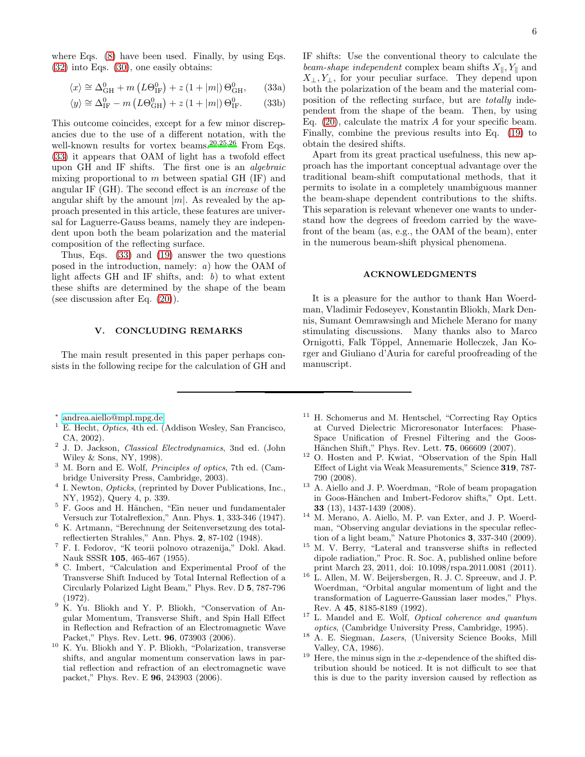where Eqs. (8) have been used. Finally, by using Eqs. (32) into Eqs. (30), one easily obtains:

$$\langle x \rangle \cong \Delta^0_{\mathrm{GH}} + m\left(L\Theta^0_{\mathrm{IF}}\right) + z\left(1+|m|\right)\Theta^0_{\mathrm{GH}}, \qquad (33a)$$

$$\langle y \rangle \cong \Delta^0_{\mathrm{IF}} - m\left(L\Theta^0_{\mathrm{GH}}\right) + z\left(1+|m|\right)\Theta^0_{\mathrm{IF}}. \qquad (33b)$$

This outcome coincides, except for a few minor discrepancies due to the use of a different notation, with the well-known results for vortex beams.[20,25,26] From Eqs. (33) it appears that OAM of light has a twofold effect upon GH and IF shifts. The first one is an *algebraic* mixing proportional to $m$ between spatial GH (IF) and angular IF (GH). The second effect is an *increase* of the angular shift by the amount $|m|$. As revealed by the approach presented in this article, these features are universal for Laguerre-Gauss beams, namely they are independent upon both the beam polarization and the material composition of the reflecting surface.

Thus, Eqs. (33) and (19) answer the two questions posed in the introduction, namely: *a*) how the OAM of light affects GH and IF shifts, and: *b*) to what extent these shifts are determined by the shape of the beam (see discussion after Eq. (20)).

## V. CONCLUDING REMARKS

The main result presented in this paper perhaps consists in the following recipe for the calculation of GH and IF shifts: Use the conventional theory to calculate the *beam-shape independent* complex beam shifts $X_\parallel, Y_\parallel$ and $X_\perp, Y_\perp$, for your peculiar surface. They depend upon both the polarization of the beam and the material composition of the reflecting surface, but are *totally* independent from the shape of the beam. Then, by using Eq. (20), calculate the matrix $A$ for your specific beam. Finally, combine the previous results into Eq. (19) to obtain the desired shifts.

Apart from its great practical usefulness, this new approach has the important conceptual advantage over the traditional beam-shift computational methods, that it permits to isolate in a completely unambiguous manner the beam-shape dependent contributions to the shifts. This separation is relevant whenever one wants to understand how the degrees of freedom carried by the wavefront of the beam (as, e.g., the OAM of the beam), enter in the numerous beam-shift physical phenomena.

## ACKNOWLEDGMENTS

It is a pleasure for the author to thank Han Woerdman, Vladimir Fedoseyev, Konstantin Bliokh, Mark Dennis, Sumant Oemrawsingh and Michele Merano for many stimulating discussions. Many thanks also to Marco Ornigotti, Falk Töppel, Annemarie Holleczek, Jan Korger and Giuliano d'Auria for careful proofreading of the manuscript.

---

[*] andrea.aiello@mpl.mpg.de

[1] E. Hecht, *Optics*, 4th ed. (Addison Wesley, San Francisco, CA, 2002).

[2] J. D. Jackson, *Classical Electrodynamics*, 3nd ed. (John Wiley & Sons, NY, 1998).

[3] M. Born and E. Wolf, *Principles of optics*, 7th ed. (Cambridge University Press, Cambridge, 2003).

[4] I. Newton, *Opticks*, (reprinted by Dover Publications, Inc., NY, 1952), Query 4, p. 339.

[5] F. Goos and H. Hänchen, "Ein neuer und fundamentaler Versuch zur Totalreflexion," Ann. Phys. **1**, 333-346 (1947).

[6] K. Artmann, "Berechnung der Seitenversetzung des totalreflectierten Strahles," Ann. Phys. **2**, 87-102 (1948).

[7] F. I. Fedorov, "K teorii polnovo otrazenija," Dokl. Akad. Nauk SSSR **105**, 465-467 (1955).

[8] C. Imbert, "Calculation and Experimental Proof of the Transverse Shift Induced by Total Internal Reflection of a Circularly Polarized Light Beam," Phys. Rev. D **5**, 787-796 (1972).

[9] K. Yu. Bliokh and Y. P. Bliokh, "Conservation of Angular Momentum, Transverse Shift, and Spin Hall Effect in Reflection and Refraction of an Electromagnetic Wave Packet," Phys. Rev. Lett. **96**, 073903 (2006).

[10] K. Yu. Bliokh and Y. P. Bliokh, "Polarization, transverse shifts, and angular momentum conservation laws in partial reflection and refraction of an electromagnetic wave packet," Phys. Rev. E **96**, 243903 (2006).

[11] H. Schomerus and M. Hentschel, "Correcting Ray Optics at Curved Dielectric Microresonator Interfaces: Phase-Space Unification of Fresnel Filtering and the Goos-Hänchen Shift," Phys. Rev. Lett. **75**, 066609 (2007).

[12] O. Hosten and P. Kwiat, "Observation of the Spin Hall Effect of Light via Weak Measurements," Science **319**, 787-790 (2008).

[13] A. Aiello and J. P. Woerdman, "Role of beam propagation in Goos-Hänchen and Imbert-Fedorov shifts," Opt. Lett. **33** (13), 1437-1439 (2008).

[14] M. Merano, A. Aiello, M. P. van Exter, and J. P. Woerdman, "Observing angular deviations in the specular reflection of a light beam," Nature Photonics **3**, 337-340 (2009).

[15] M. V. Berry, "Lateral and transverse shifts in reflected dipole radiation," Proc. R. Soc. A, published online before print March 23, 2011, doi: 10.1098/rspa.2011.0081 (2011).

[16] L. Allen, M. W. Beijersbergen, R. J. C. Spreeuw, and J. P. Woerdman, "Orbital angular momentum of light and the transformation of Laguerre-Gaussian laser modes," Phys. Rev. A **45**, 8185-8189 (1992).

[17] L. Mandel and E. Wolf, *Optical coherence and quantum optics*, (Cambridge University Press, Cambridge, 1995).

[18] A. E. Siegman, *Lasers*, (University Science Books, Mill Valley, CA, 1986).

[19] Here, the minus sign in the $x$-dependence of the shifted distribution should be noticed. It is not difficult to see that this is due to the parity inversion caused by reflection as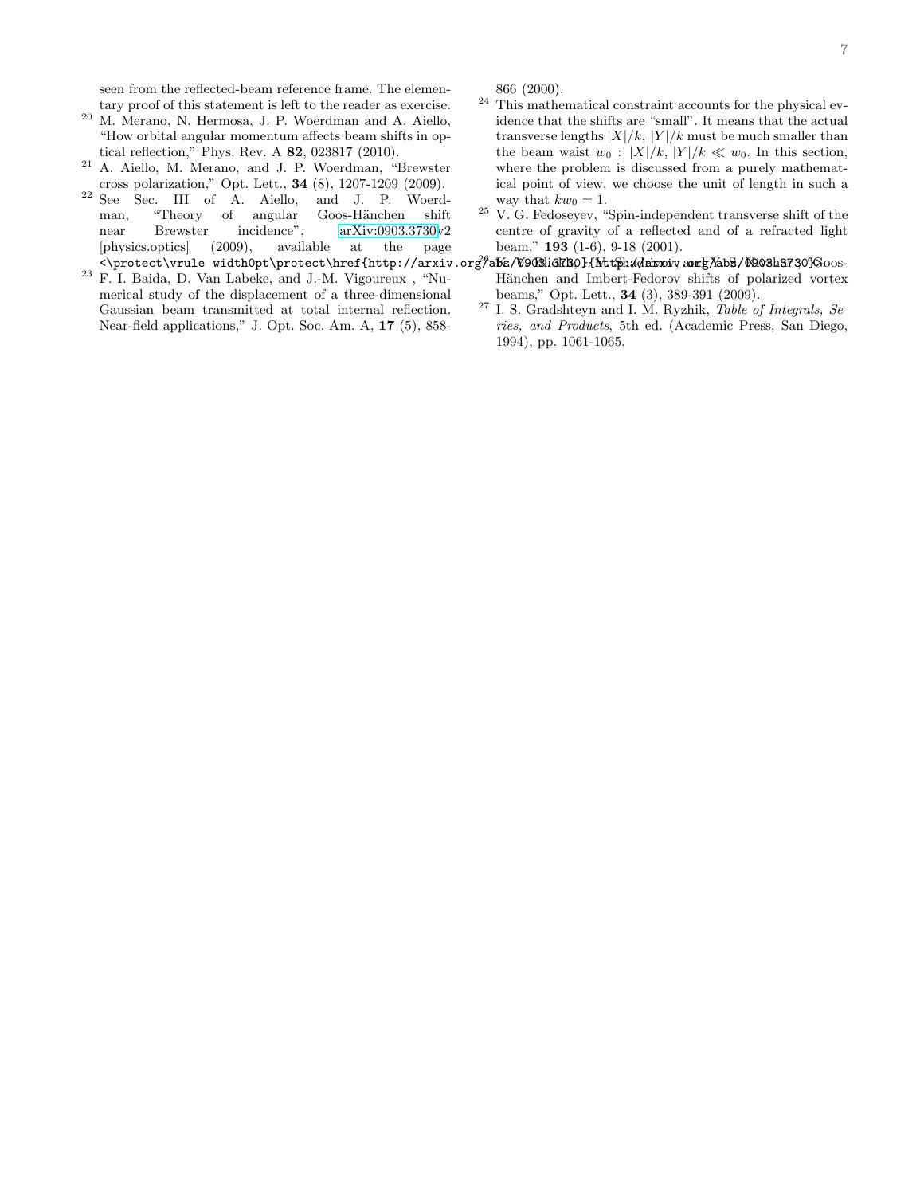seen from the reflected-beam reference frame. The elementary proof of this statement is left to the reader as exercise.

[20] M. Merano, N. Hermosa, J. P. Woerdman and A. Aiello, "How orbital angular momentum affects beam shifts in optical reflection," Phys. Rev. A **82**, 023817 (2010).

[21] A. Aiello, M. Merano, and J. P. Woerdman, "Brewster cross polarization," Opt. Lett., **34** (8), 1207-1209 (2009).

[22] See Sec. III of A. Aiello, and J. P. Woerdman, "Theory of angular Goos-Hänchen shift near Brewster incidence", arXiv:0903.3730v2 [physics.optics] (2009), available at the page <\protect\vrule width0pt\protect\href{http://arxiv.org/abs/0903.3730}{http://arxiv.org/abs/0903.3730}>.

[23] F. I. Baida, D. Van Labeke, and J.-M. Vigoureux , "Numerical study of the displacement of a three-dimensional Gaussian beam transmitted at total internal reflection. Near-field applications," J. Opt. Soc. Am. A, **17** (5), 858-866 (2000).

[24] This mathematical constraint accounts for the physical evidence that the shifts are "small". It means that the actual transverse lengths $|X|/k$, $|Y|/k$ must be much smaller than the beam waist $w_0$ : $|X|/k, |Y|/k \ll w_0$. In this section, where the problem is discussed from a purely mathematical point of view, we choose the unit of length in such a way that $kw_0 = 1$.

[25] V. G. Fedoseyev, "Spin-independent transverse shift of the centre of gravity of a reflected and of a refracted light beam," **193** (1-6), 9-18 (2001).

[26] K. Y. Bliokh, I. V. Shadrivov, and Y. S. Kivshar, "Goos-Hänchen and Imbert-Fedorov shifts of polarized vortex beams," Opt. Lett., **34** (3), 389-391 (2009).

[27] I. S. Gradshteyn and I. M. Ryzhik, *Table of Integrals, Series, and Products*, 5th ed. (Academic Press, San Diego, 1994), pp. 1061-1065.